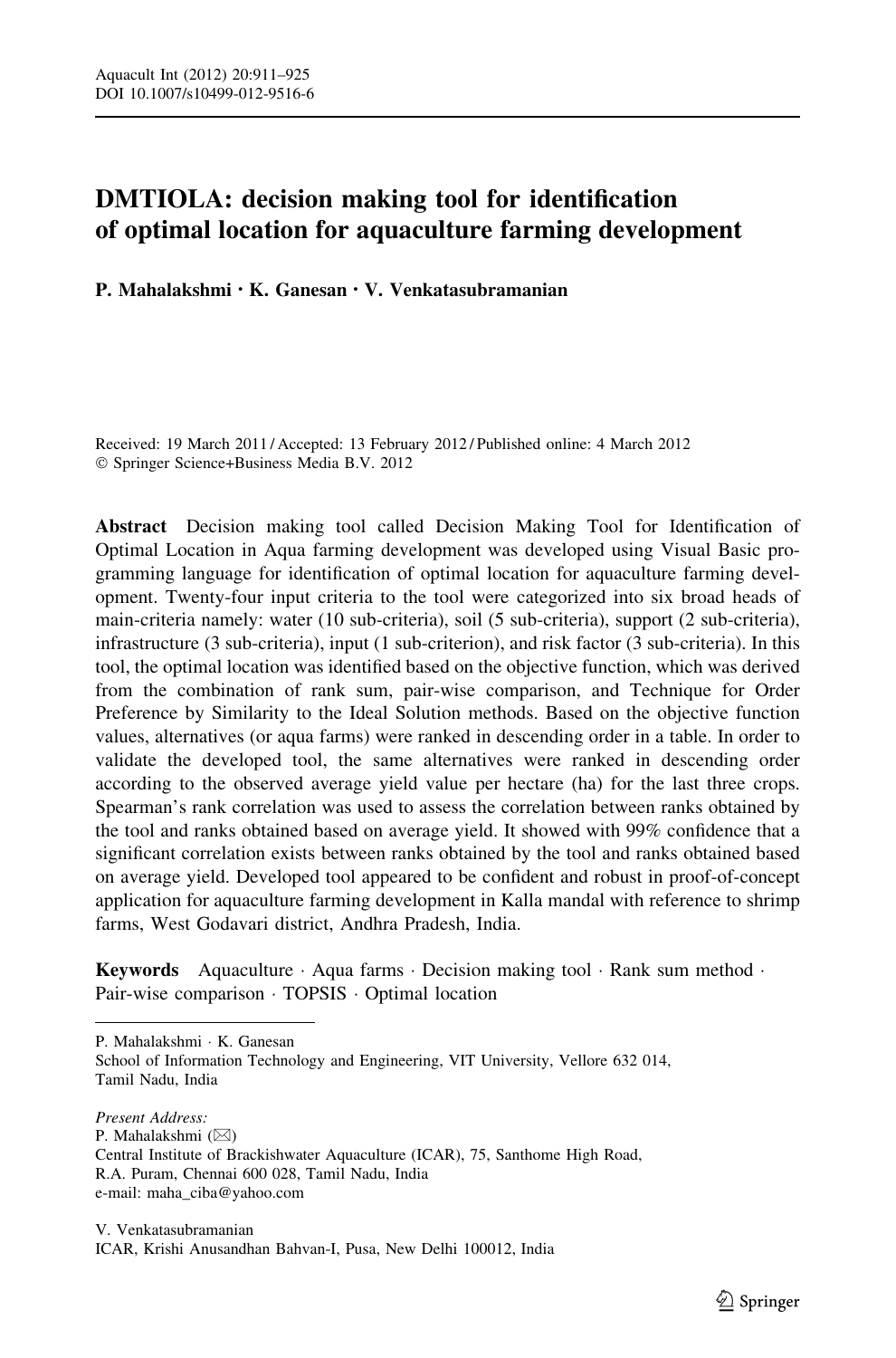# DMTIOLA: decision making tool for identification of optimal location for aquaculture farming development

**P. Mahalakshmi · K. Ganesan · V. Venkatasubramanian**

Received: 19 March 2011 / Accepted: 13 February 2012 / Published online: 4 March 2012
© Springer Science+Business Media B.V. 2012

**Abstract** Decision making tool called Decision Making Tool for Identification of Optimal Location in Aqua farming development was developed using Visual Basic programming language for identification of optimal location for aquaculture farming development. Twenty-four input criteria to the tool were categorized into six broad heads of main-criteria namely: water (10 sub-criteria), soil (5 sub-criteria), support (2 sub-criteria), infrastructure (3 sub-criteria), input (1 sub-criterion), and risk factor (3 sub-criteria). In this tool, the optimal location was identified based on the objective function, which was derived from the combination of rank sum, pair-wise comparison, and Technique for Order Preference by Similarity to the Ideal Solution methods. Based on the objective function values, alternatives (or aqua farms) were ranked in descending order in a table. In order to validate the developed tool, the same alternatives were ranked in descending order according to the observed average yield value per hectare (ha) for the last three crops. Spearman's rank correlation was used to assess the correlation between ranks obtained by the tool and ranks obtained based on average yield. It showed with 99% confidence that a significant correlation exists between ranks obtained by the tool and ranks obtained based on average yield. Developed tool appeared to be confident and robust in proof-of-concept application for aquaculture farming development in Kalla mandal with reference to shrimp farms, West Godavari district, Andhra Pradesh, India.

**Keywords** Aquaculture · Aqua farms · Decision making tool · Rank sum method · Pair-wise comparison · TOPSIS · Optimal location

---

P. Mahalakshmi · K. Ganesan
School of Information Technology and Engineering, VIT University, Vellore 632 014, Tamil Nadu, India

*Present Address:*
P. Mahalakshmi (✉)
Central Institute of Brackishwater Aquaculture (ICAR), 75, Santhome High Road, R.A. Puram, Chennai 600 028, Tamil Nadu, India
e-mail: maha_ciba@yahoo.com

V. Venkatasubramanian
ICAR, Krishi Anusandhan Bahvan-I, Pusa, New Delhi 100012, India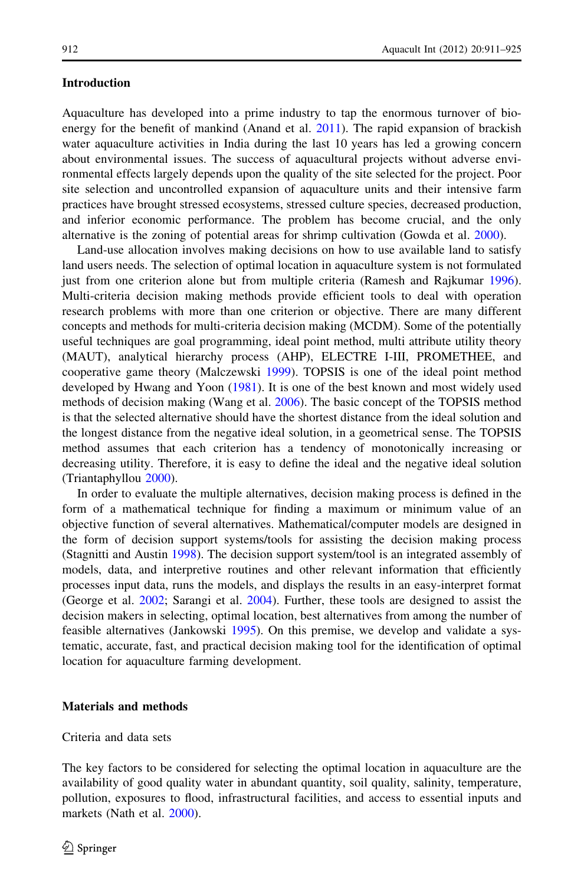## Introduction

Aquaculture has developed into a prime industry to tap the enormous turnover of bio-energy for the benefit of mankind (Anand et al. 2011). The rapid expansion of brackish water aquaculture activities in India during the last 10 years has led a growing concern about environmental issues. The success of aquacultural projects without adverse environmental effects largely depends upon the quality of the site selected for the project. Poor site selection and uncontrolled expansion of aquaculture units and their intensive farm practices have brought stressed ecosystems, stressed culture species, decreased production, and inferior economic performance. The problem has become crucial, and the only alternative is the zoning of potential areas for shrimp cultivation (Gowda et al. 2000).

Land-use allocation involves making decisions on how to use available land to satisfy land users needs. The selection of optimal location in aquaculture system is not formulated just from one criterion alone but from multiple criteria (Ramesh and Rajkumar 1996). Multi-criteria decision making methods provide efficient tools to deal with operation research problems with more than one criterion or objective. There are many different concepts and methods for multi-criteria decision making (MCDM). Some of the potentially useful techniques are goal programming, ideal point method, multi attribute utility theory (MAUT), analytical hierarchy process (AHP), ELECTRE I-III, PROMETHEE, and cooperative game theory (Malczewski 1999). TOPSIS is one of the ideal point method developed by Hwang and Yoon (1981). It is one of the best known and most widely used methods of decision making (Wang et al. 2006). The basic concept of the TOPSIS method is that the selected alternative should have the shortest distance from the ideal solution and the longest distance from the negative ideal solution, in a geometrical sense. The TOPSIS method assumes that each criterion has a tendency of monotonically increasing or decreasing utility. Therefore, it is easy to define the ideal and the negative ideal solution (Triantaphyllou 2000).

In order to evaluate the multiple alternatives, decision making process is defined in the form of a mathematical technique for finding a maximum or minimum value of an objective function of several alternatives. Mathematical/computer models are designed in the form of decision support systems/tools for assisting the decision making process (Stagnitti and Austin 1998). The decision support system/tool is an integrated assembly of models, data, and interpretive routines and other relevant information that efficiently processes input data, runs the models, and displays the results in an easy-interpret format (George et al. 2002; Sarangi et al. 2004). Further, these tools are designed to assist the decision makers in selecting, optimal location, best alternatives from among the number of feasible alternatives (Jankowski 1995). On this premise, we develop and validate a systematic, accurate, fast, and practical decision making tool for the identification of optimal location for aquaculture farming development.

## Materials and methods

### Criteria and data sets

The key factors to be considered for selecting the optimal location in aquaculture are the availability of good quality water in abundant quantity, soil quality, salinity, temperature, pollution, exposures to flood, infrastructural facilities, and access to essential inputs and markets (Nath et al. 2000).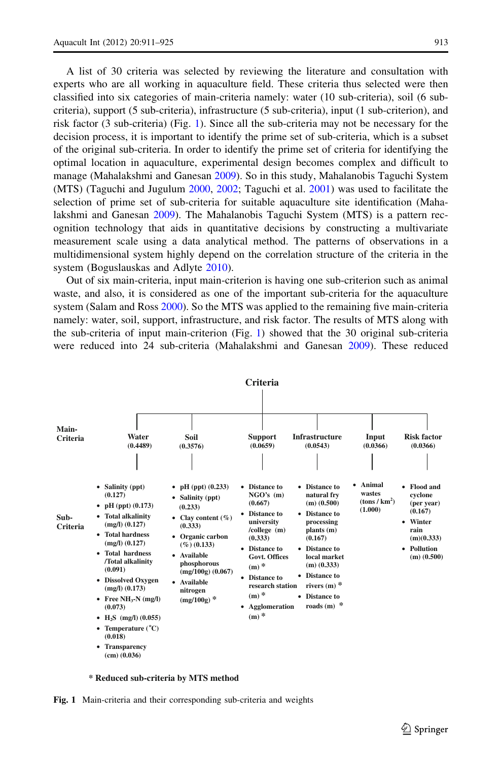A list of 30 criteria was selected by reviewing the literature and consultation with experts who are all working in aquaculture field. These criteria thus selected were then classified into six categories of main-criteria namely: water (10 sub-criteria), soil (6 sub-criteria), support (5 sub-criteria), infrastructure (5 sub-criteria), input (1 sub-criterion), and risk factor (3 sub-criteria) (Fig. 1). Since all the sub-criteria may not be necessary for the decision process, it is important to identify the prime set of sub-criteria, which is a subset of the original sub-criteria. In order to identify the prime set of criteria for identifying the optimal location in aquaculture, experimental design becomes complex and difficult to manage (Mahalakshmi and Ganesan 2009). So in this study, Mahalanobis Taguchi System (MTS) (Taguchi and Jugulum 2000, 2002; Taguchi et al. 2001) was used to facilitate the selection of prime set of sub-criteria for suitable aquaculture site identification (Mahalakshmi and Ganesan 2009). The Mahalanobis Taguchi System (MTS) is a pattern recognition technology that aids in quantitative decisions by constructing a multivariate measurement scale using a data analytical method. The patterns of observations in a multidimensional system highly depend on the correlation structure of the criteria in the system (Boguslauskas and Adlyte 2010).

Out of six main-criteria, input main-criterion is having one sub-criterion such as animal waste, and also, it is considered as one of the important sub-criteria for the aquaculture system (Salam and Ross 2000). So the MTS was applied to the remaining five main-criteria namely: water, soil, support, infrastructure, and risk factor. The results of MTS along with the sub-criteria of input main-criterion (Fig. 1) showed that the 30 original sub-criteria were reduced into 24 sub-criteria (Mahalakshmi and Ganesan 2009). These reduced

**Criteria**

| Main-Criteria | Water (0.4489) | Soil (0.3576) | Support (0.0659) | Infrastructure (0.0543) | Input (0.0366) | Risk factor (0.0366) |
|---|---|---|---|---|---|---|
| Sub-Criteria | • Salinity (ppt) (0.127)<br>• pH (ppt) (0.173)<br>• Total alkalinity (mg/l) (0.127)<br>• Total hardness (mg/l) (0.127)<br>• Total hardness /Total alkalinity (0.091)<br>• Dissolved Oxygen (mg/l) (0.173)<br>• Free $NH_3$-N (mg/l) (0.073)<br>• $H_2S$ (mg/l) (0.055)<br>• Temperature (°C) (0.018)<br>• Transparency (cm) (0.036) | • pH (ppt) (0.233)<br>• Salinity (ppt) (0.233)<br>• Clay content (%) (0.333)<br>• Organic carbon (%) (0.133)<br>• Available phosphorous (mg/100g) (0.067)<br>• Available nitrogen (mg/100g) * | • Distance to NGO's (m) (0.667)<br>• Distance to university /college (m) (0.333)<br>• Distance to Govt. Offices (m) *<br>• Distance to research station (m) *<br>• Agglomeration (m) * | • Distance to natural fry (m) (0.500)<br>• Distance to processing plants (m) (0.167)<br>• Distance to local market (m) (0.333)<br>• Distance to rivers (m) *<br>• Distance to roads (m) * | • Animal wastes (tons / $km^2$) (1.000) | • Flood and cyclone (per year) (0.167)<br>• Winter rain (m)(0.333)<br>• Pollution (m) (0.500) |

**\* Reduced sub-criteria by MTS method**

**Fig. 1** Main-criteria and their corresponding sub-criteria and weights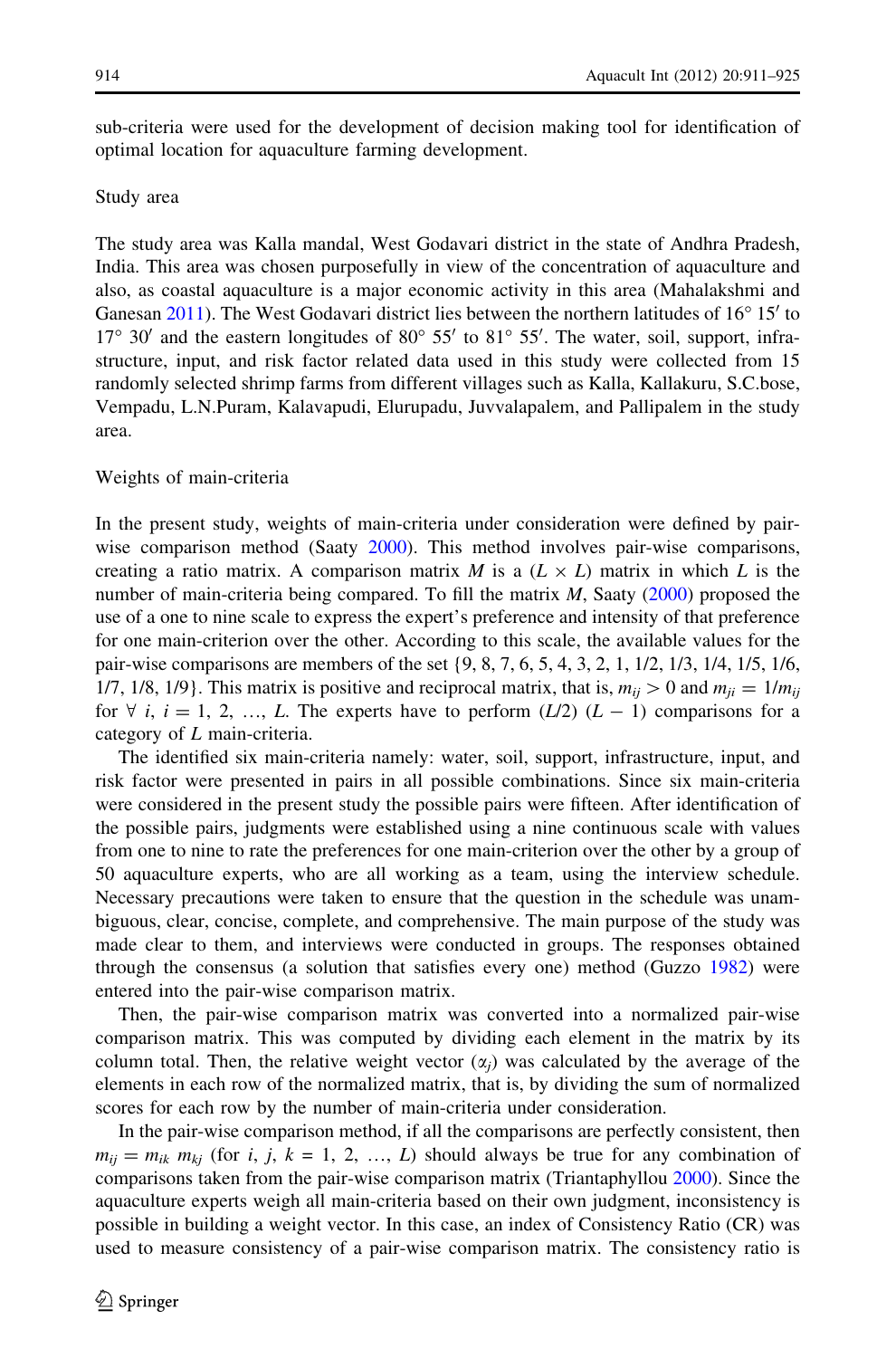sub-criteria were used for the development of decision making tool for identification of optimal location for aquaculture farming development.

## Study area

The study area was Kalla mandal, West Godavari district in the state of Andhra Pradesh, India. This area was chosen purposefully in view of the concentration of aquaculture and also, as coastal aquaculture is a major economic activity in this area (Mahalakshmi and Ganesan 2011). The West Godavari district lies between the northern latitudes of 16° 15′ to 17° 30′ and the eastern longitudes of 80° 55′ to 81° 55′. The water, soil, support, infrastructure, input, and risk factor related data used in this study were collected from 15 randomly selected shrimp farms from different villages such as Kalla, Kallakuru, S.C.bose, Vempadu, L.N.Puram, Kalavapudi, Elurupadu, Juvvalapalem, and Pallipalem in the study area.

## Weights of main-criteria

In the present study, weights of main-criteria under consideration were defined by pair-wise comparison method (Saaty 2000). This method involves pair-wise comparisons, creating a ratio matrix. A comparison matrix $M$ is a $(L \times L)$ matrix in which $L$ is the number of main-criteria being compared. To fill the matrix $M$, Saaty (2000) proposed the use of a one to nine scale to express the expert's preference and intensity of that preference for one main-criterion over the other. According to this scale, the available values for the pair-wise comparisons are members of the set {9, 8, 7, 6, 5, 4, 3, 2, 1, 1/2, 1/3, 1/4, 1/5, 1/6, 1/7, 1/8, 1/9}. This matrix is positive and reciprocal matrix, that is, $m_{ij} > 0$ and $m_{ji} = 1/m_{ij}$ for $\forall\ i,\ i = 1, 2, \ldots, L$. The experts have to perform $(L/2)\ (L - 1)$ comparisons for a category of $L$ main-criteria.

The identified six main-criteria namely: water, soil, support, infrastructure, input, and risk factor were presented in pairs in all possible combinations. Since six main-criteria were considered in the present study the possible pairs were fifteen. After identification of the possible pairs, judgments were established using a nine continuous scale with values from one to nine to rate the preferences for one main-criterion over the other by a group of 50 aquaculture experts, who are all working as a team, using the interview schedule. Necessary precautions were taken to ensure that the question in the schedule was unambiguous, clear, concise, complete, and comprehensive. The main purpose of the study was made clear to them, and interviews were conducted in groups. The responses obtained through the consensus (a solution that satisfies every one) method (Guzzo 1982) were entered into the pair-wise comparison matrix.

Then, the pair-wise comparison matrix was converted into a normalized pair-wise comparison matrix. This was computed by dividing each element in the matrix by its column total. Then, the relative weight vector ($\alpha_j$) was calculated by the average of the elements in each row of the normalized matrix, that is, by dividing the sum of normalized scores for each row by the number of main-criteria under consideration.

In the pair-wise comparison method, if all the comparisons are perfectly consistent, then $m_{ij} = m_{ik}\ m_{kj}$ (for $i,\ j,\ k = 1, 2, \ldots, L$) should always be true for any combination of comparisons taken from the pair-wise comparison matrix (Triantaphyllou 2000). Since the aquaculture experts weigh all main-criteria based on their own judgment, inconsistency is possible in building a weight vector. In this case, an index of Consistency Ratio (CR) was used to measure consistency of a pair-wise comparison matrix. The consistency ratio is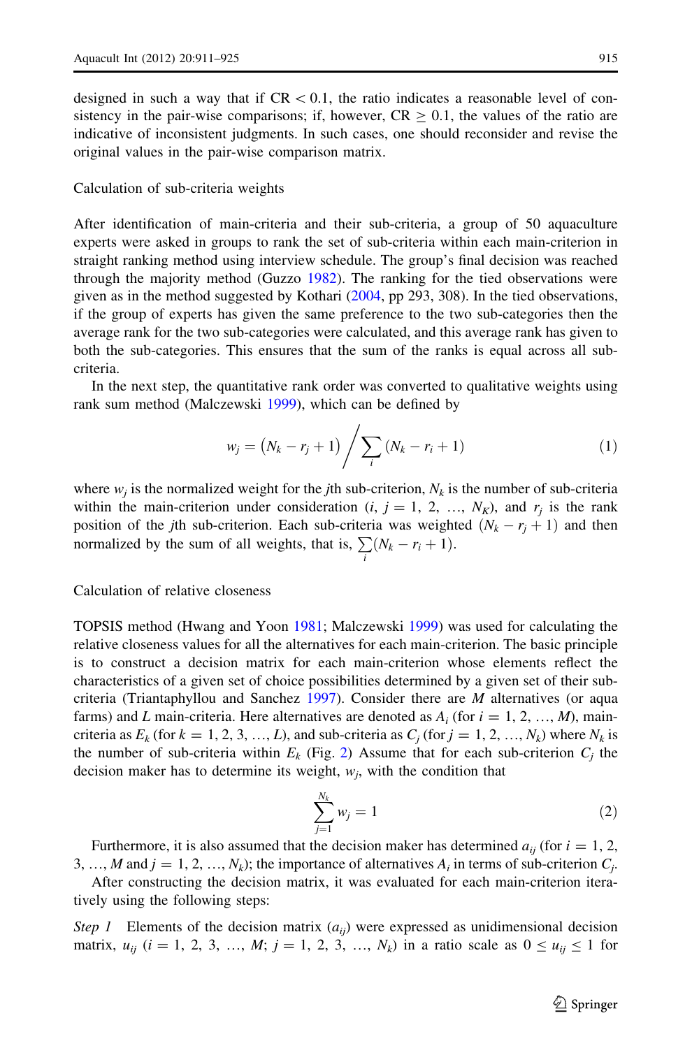designed in such a way that if $CR < 0.1$, the ratio indicates a reasonable level of consistency in the pair-wise comparisons; if, however, $CR \geq 0.1$, the values of the ratio are indicative of inconsistent judgments. In such cases, one should reconsider and revise the original values in the pair-wise comparison matrix.

### Calculation of sub-criteria weights

After identification of main-criteria and their sub-criteria, a group of 50 aquaculture experts were asked in groups to rank the set of sub-criteria within each main-criterion in straight ranking method using interview schedule. The group's final decision was reached through the majority method (Guzzo 1982). The ranking for the tied observations were given as in the method suggested by Kothari (2004, pp 293, 308). In the tied observations, if the group of experts has given the same preference to the two sub-categories then the average rank for the two sub-categories were calculated, and this average rank has given to both the sub-categories. This ensures that the sum of the ranks is equal across all sub-criteria.

In the next step, the quantitative rank order was converted to qualitative weights using rank sum method (Malczewski 1999), which can be defined by

$$w_j = \left(N_k - r_j + 1\right) \bigg/ \sum_i \left(N_k - r_i + 1\right) \tag{1}$$

where $w_j$ is the normalized weight for the $j$th sub-criterion, $N_k$ is the number of sub-criteria within the main-criterion under consideration ($i$, $j = 1, 2, \ldots, N_K$), and $r_j$ is the rank position of the $j$th sub-criterion. Each sub-criteria was weighted $(N_k - r_j + 1)$ and then normalized by the sum of all weights, that is, $\sum_i (N_k - r_i + 1)$.

### Calculation of relative closeness

TOPSIS method (Hwang and Yoon 1981; Malczewski 1999) was used for calculating the relative closeness values for all the alternatives for each main-criterion. The basic principle is to construct a decision matrix for each main-criterion whose elements reflect the characteristics of a given set of choice possibilities determined by a given set of their sub-criteria (Triantaphyllou and Sanchez 1997). Consider there are $M$ alternatives (or aqua farms) and $L$ main-criteria. Here alternatives are denoted as $A_i$ (for $i = 1, 2, \ldots, M$), main-criteria as $E_k$ (for $k = 1, 2, 3, \ldots, L$), and sub-criteria as $C_j$ (for $j = 1, 2, \ldots, N_k$) where $N_k$ is the number of sub-criteria within $E_k$ (Fig. 2) Assume that for each sub-criterion $C_j$ the decision maker has to determine its weight, $w_j$, with the condition that

$$\sum_{j=1}^{N_k} w_j = 1 \tag{2}$$

Furthermore, it is also assumed that the decision maker has determined $a_{ij}$ (for $i = 1, 2, 3, \ldots, M$ and $j = 1, 2, \ldots, N_k$); the importance of alternatives $A_i$ in terms of sub-criterion $C_j$.

After constructing the decision matrix, it was evaluated for each main-criterion iteratively using the following steps:

*Step 1* Elements of the decision matrix ($a_{ij}$) were expressed as unidimensional decision matrix, $u_{ij}$ ($i = 1, 2, 3, \ldots, M$; $j = 1, 2, 3, \ldots, N_k$) in a ratio scale as $0 \leq u_{ij} \leq 1$ for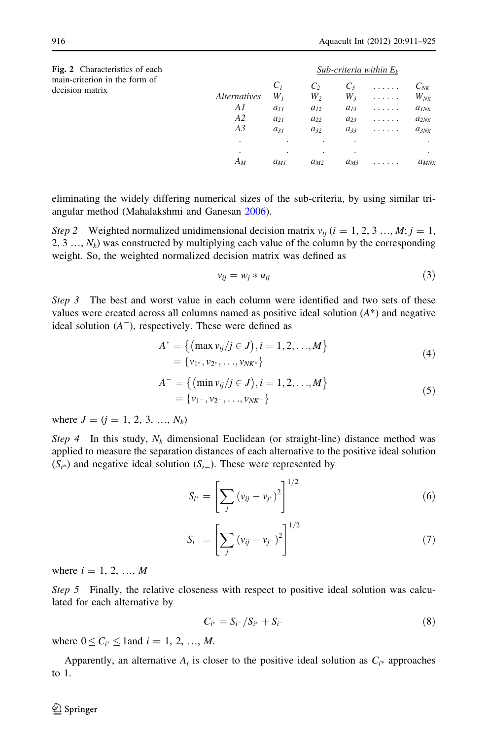**Fig. 2** Characteristics of each main-criterion in the form of decision matrix

| | Sub-criteria within $E_k$ | | | | |
|---|---|---|---|---|---|
| | $C_1$ | $C_2$ | $C_3$ | ...... | $C_{NK}$ |
| *Alternatives* | $W_1$ | $W_2$ | $W_3$ | ...... | $W_{NK}$ |
| *A1* | $a_{11}$ | $a_{12}$ | $a_{13}$ | ...... | $a_{1NK}$ |
| *A2* | $a_{21}$ | $a_{22}$ | $a_{23}$ | ...... | $a_{2NK}$ |
| *A3* | $a_{31}$ | $a_{32}$ | $a_{33}$ | ...... | $a_{3NK}$ |
| . | . | . | . | | . |
| . | . | . | . | | . |
| $A_M$ | $a_{M1}$ | $a_{M2}$ | $a_{M3}$ | ...... | $a_{MNK}$ |

eliminating the widely differing numerical sizes of the sub-criteria, by using similar triangular method (Mahalakshmi and Ganesan 2006).

*Step 2* Weighted normalized unidimensional decision matrix $v_{ij}$ ($i = 1, 2, 3 \ldots, M; j = 1, 2, 3 \ldots, N_k$) was constructed by multiplying each value of the column by the corresponding weight. So, the weighted normalized decision matrix was defined as

$$v_{ij} = w_j * u_{ij} \tag{3}$$

*Step 3* The best and worst value in each column were identified and two sets of these values were created across all columns named as positive ideal solution ($A^*$) and negative ideal solution ($A^-$), respectively. These were defined as

$$\begin{aligned} A^* &= \left\{ \left( \max v_{ij} / j \in J \right), i = 1, 2, \ldots, M \right\} \\ &= \{ v_{1^*}, v_{2^*}, \ldots, v_{NK^*} \} \end{aligned} \tag{4}$$

$$\begin{aligned} A^- &= \left\{ \left( \min v_{ij} / j \in J \right), i = 1, 2, \ldots, M \right\} \\ &= \{ v_{1^-}, v_{2^-}, \ldots, v_{NK^-} \} \end{aligned} \tag{5}$$

where $J = (j = 1, 2, 3, \ldots, N_k)$

*Step 4* In this study, $N_k$ dimensional Euclidean (or straight-line) distance method was applied to measure the separation distances of each alternative to the positive ideal solution ($S_{i^*}$) and negative ideal solution ($S_{i-}$). These were represented by

$$S_{i^*} = \left[ \sum_j \left( v_{ij} - v_{j^*} \right)^2 \right]^{1/2} \tag{6}$$

$$S_{i^-} = \left[ \sum_j \left( v_{ij} - v_{j^-} \right)^2 \right]^{1/2} \tag{7}$$

where $i = 1, 2, \ldots, M$

*Step 5* Finally, the relative closeness with respect to positive ideal solution was calculated for each alternative by

$$C_{i^*} = S_{i^-} / S_{i^*} + S_{i^-} \tag{8}$$

where $0 \leq C_{i^*} \leq 1$and $i = 1, 2, \ldots, M$.

Apparently, an alternative $A_i$ is closer to the positive ideal solution as $C_{i^*}$ approaches to 1.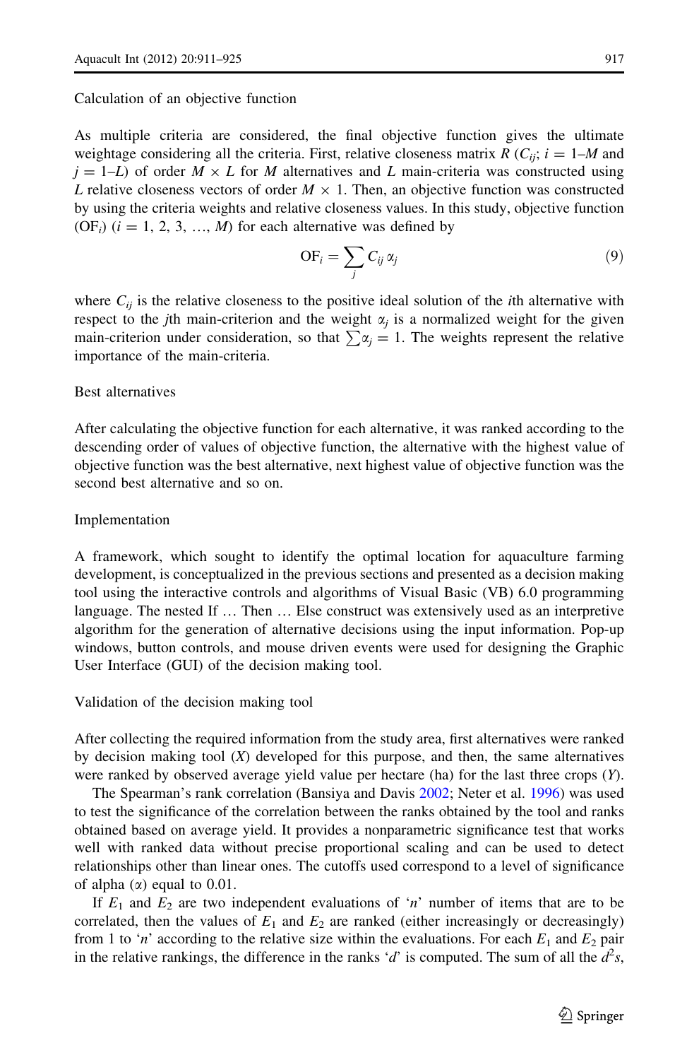### Calculation of an objective function

As multiple criteria are considered, the final objective function gives the ultimate weightage considering all the criteria. First, relative closeness matrix $R$ ($C_{ij}$; $i = 1$–$M$ and $j = 1$–$L$) of order $M \times L$ for $M$ alternatives and $L$ main-criteria was constructed using $L$ relative closeness vectors of order $M \times 1$. Then, an objective function was constructed by using the criteria weights and relative closeness values. In this study, objective function ($\mathrm{OF}_i$) ($i = 1, 2, 3, \ldots, M$) for each alternative was defined by

$$\mathrm{OF}_i = \sum_j C_{ij}\,\alpha_j \tag{9}$$

where $C_{ij}$ is the relative closeness to the positive ideal solution of the $i$th alternative with respect to the $j$th main-criterion and the weight $\alpha_j$ is a normalized weight for the given main-criterion under consideration, so that $\sum \alpha_j = 1$. The weights represent the relative importance of the main-criteria.

### Best alternatives

After calculating the objective function for each alternative, it was ranked according to the descending order of values of objective function, the alternative with the highest value of objective function was the best alternative, next highest value of objective function was the second best alternative and so on.

### Implementation

A framework, which sought to identify the optimal location for aquaculture farming development, is conceptualized in the previous sections and presented as a decision making tool using the interactive controls and algorithms of Visual Basic (VB) 6.0 programming language. The nested If … Then … Else construct was extensively used as an interpretive algorithm for the generation of alternative decisions using the input information. Pop-up windows, button controls, and mouse driven events were used for designing the Graphic User Interface (GUI) of the decision making tool.

### Validation of the decision making tool

After collecting the required information from the study area, first alternatives were ranked by decision making tool ($X$) developed for this purpose, and then, the same alternatives were ranked by observed average yield value per hectare (ha) for the last three crops ($Y$).

The Spearman's rank correlation (Bansiya and Davis 2002; Neter et al. 1996) was used to test the significance of the correlation between the ranks obtained by the tool and ranks obtained based on average yield. It provides a nonparametric significance test that works well with ranked data without precise proportional scaling and can be used to detect relationships other than linear ones. The cutoffs used correspond to a level of significance of alpha ($\alpha$) equal to 0.01.

If $E_1$ and $E_2$ are two independent evaluations of '$n$' number of items that are to be correlated, then the values of $E_1$ and $E_2$ are ranked (either increasingly or decreasingly) from 1 to '$n$' according to the relative size within the evaluations. For each $E_1$ and $E_2$ pair in the relative rankings, the difference in the ranks '$d$' is computed. The sum of all the $d^2$s,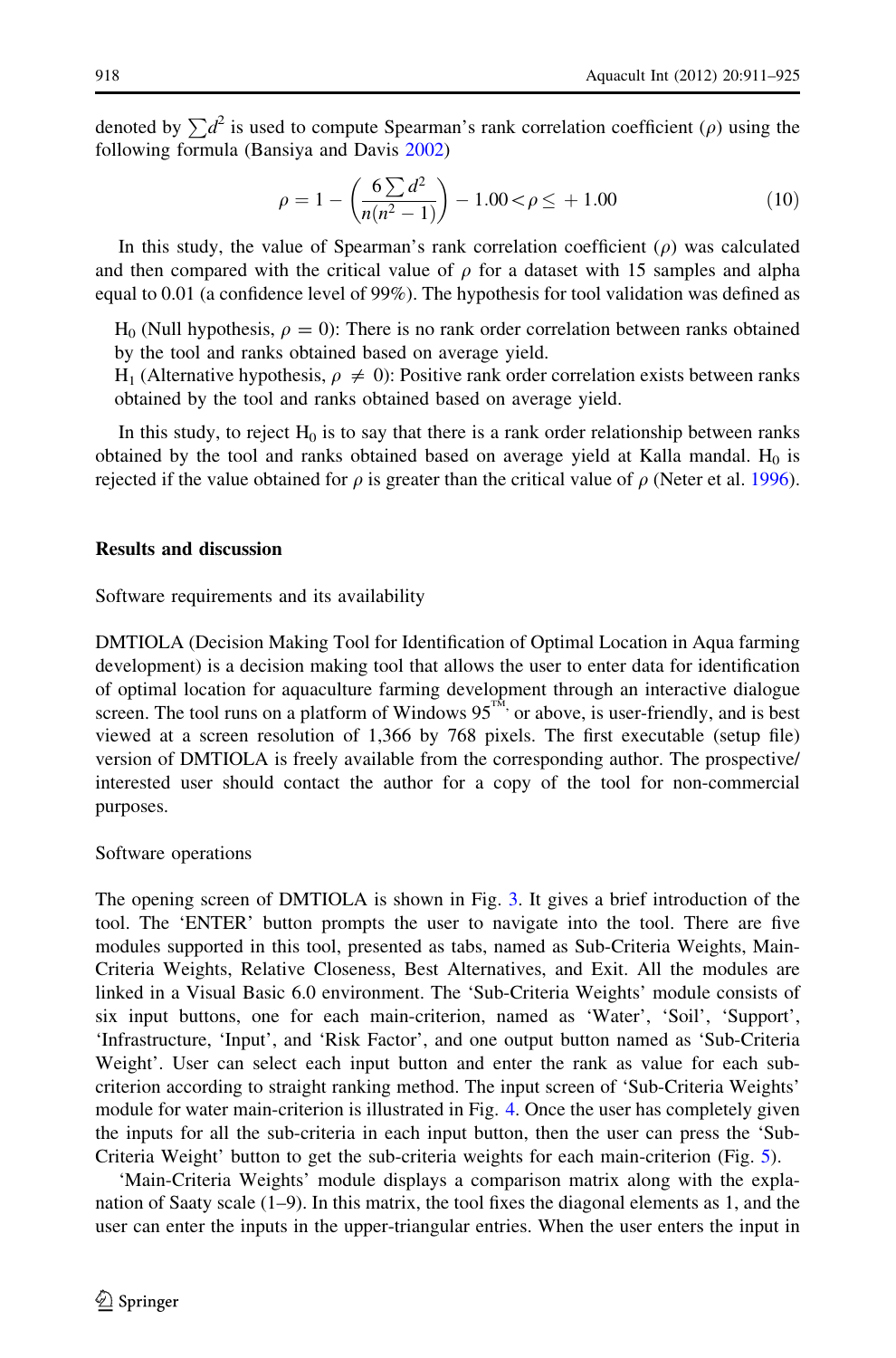denoted by $\sum d^2$ is used to compute Spearman's rank correlation coefficient ($\rho$) using the following formula (Bansiya and Davis 2002)

$$\rho = 1 - \left(\frac{6\sum d^2}{n(n^2-1)}\right) \quad -1.00 < \rho \leq +1.00 \tag{10}$$

In this study, the value of Spearman's rank correlation coefficient ($\rho$) was calculated and then compared with the critical value of $\rho$ for a dataset with 15 samples and alpha equal to 0.01 (a confidence level of 99%). The hypothesis for tool validation was defined as

> $H_0$ (Null hypothesis, $\rho = 0$): There is no rank order correlation between ranks obtained by the tool and ranks obtained based on average yield.
> $H_1$ (Alternative hypothesis, $\rho \neq 0$): Positive rank order correlation exists between ranks obtained by the tool and ranks obtained based on average yield.

In this study, to reject $H_0$ is to say that there is a rank order relationship between ranks obtained by the tool and ranks obtained based on average yield at Kalla mandal. $H_0$ is rejected if the value obtained for $\rho$ is greater than the critical value of $\rho$ (Neter et al. 1996).

## Results and discussion

### Software requirements and its availability

DMTIOLA (Decision Making Tool for Identification of Optimal Location in Aqua farming development) is a decision making tool that allows the user to enter data for identification of optimal location for aquaculture farming development through an interactive dialogue screen. The tool runs on a platform of Windows 95™ or above, is user-friendly, and is best viewed at a screen resolution of 1,366 by 768 pixels. The first executable (setup file) version of DMTIOLA is freely available from the corresponding author. The prospective/interested user should contact the author for a copy of the tool for non-commercial purposes.

### Software operations

The opening screen of DMTIOLA is shown in Fig. 3. It gives a brief introduction of the tool. The 'ENTER' button prompts the user to navigate into the tool. There are five modules supported in this tool, presented as tabs, named as Sub-Criteria Weights, Main-Criteria Weights, Relative Closeness, Best Alternatives, and Exit. All the modules are linked in a Visual Basic 6.0 environment. The 'Sub-Criteria Weights' module consists of six input buttons, one for each main-criterion, named as 'Water', 'Soil', 'Support', 'Infrastructure, 'Input', and 'Risk Factor', and one output button named as 'Sub-Criteria Weight'. User can select each input button and enter the rank as value for each sub-criterion according to straight ranking method. The input screen of 'Sub-Criteria Weights' module for water main-criterion is illustrated in Fig. 4. Once the user has completely given the inputs for all the sub-criteria in each input button, then the user can press the 'Sub-Criteria Weight' button to get the sub-criteria weights for each main-criterion (Fig. 5).

'Main-Criteria Weights' module displays a comparison matrix along with the explanation of Saaty scale (1–9). In this matrix, the tool fixes the diagonal elements as 1, and the user can enter the inputs in the upper-triangular entries. When the user enters the input in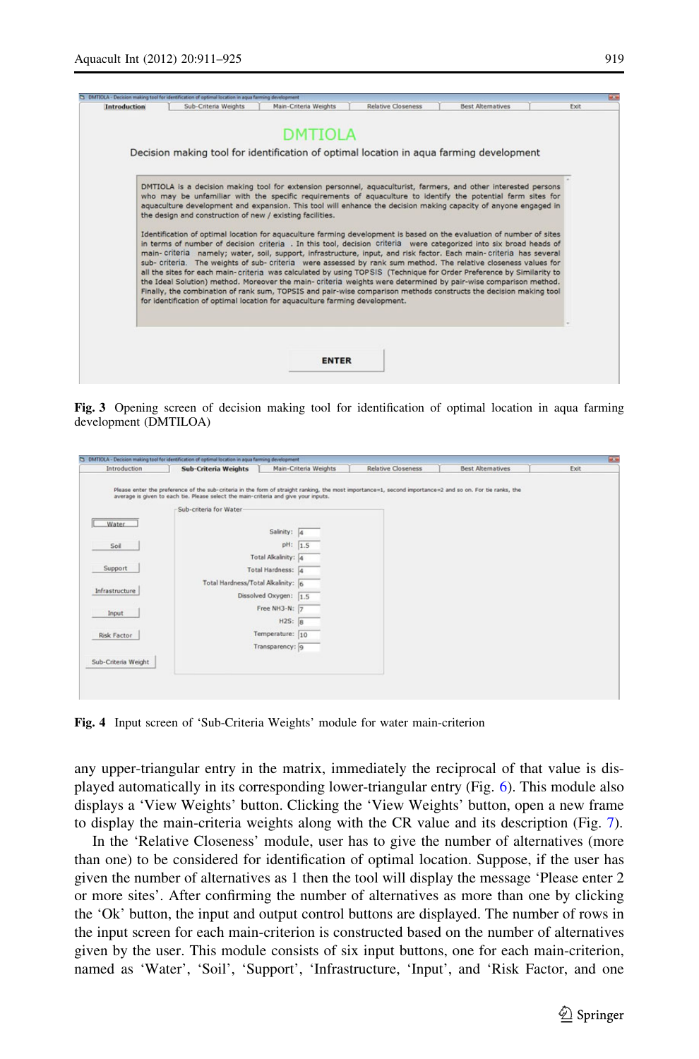Fig. 3 Opening screen of decision making tool for identification of optimal location in aqua farming development (DMTILOA)

Fig. 4 Input screen of 'Sub-Criteria Weights' module for water main-criterion

any upper-triangular entry in the matrix, immediately the reciprocal of that value is displayed automatically in its corresponding lower-triangular entry (Fig. 6). This module also displays a 'View Weights' button. Clicking the 'View Weights' button, open a new frame to display the main-criteria weights along with the CR value and its description (Fig. 7).

In the 'Relative Closeness' module, user has to give the number of alternatives (more than one) to be considered for identification of optimal location. Suppose, if the user has given the number of alternatives as 1 then the tool will display the message 'Please enter 2 or more sites'. After confirming the number of alternatives as more than one by clicking the 'Ok' button, the input and output control buttons are displayed. The number of rows in the input screen for each main-criterion is constructed based on the number of alternatives given by the user. This module consists of six input buttons, one for each main-criterion, named as 'Water', 'Soil', 'Support', 'Infrastructure, 'Input', and 'Risk Factor, and one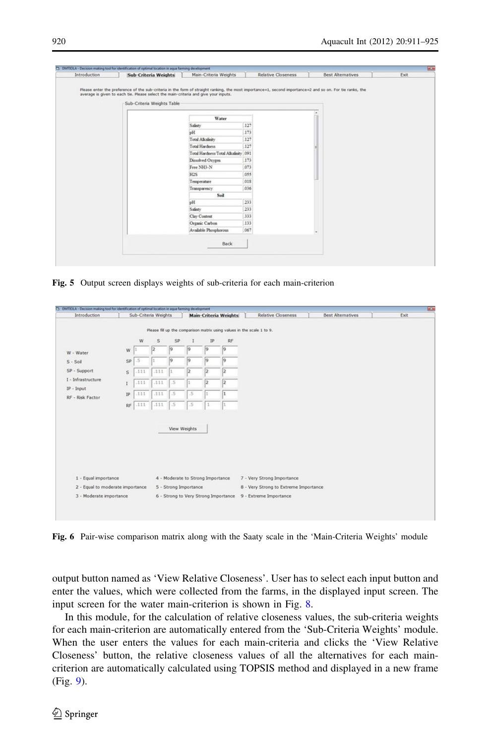Fig. 5 Output screen displays weights of sub-criteria for each main-criterion

Fig. 6 Pair-wise comparison matrix along with the Saaty scale in the 'Main-Criteria Weights' module

output button named as 'View Relative Closeness'. User has to select each input button and enter the values, which were collected from the farms, in the displayed input screen. The input screen for the water main-criterion is shown in Fig. 8.

In this module, for the calculation of relative closeness values, the sub-criteria weights for each main-criterion are automatically entered from the 'Sub-Criteria Weights' module. When the user enters the values for each main-criteria and clicks the 'View Relative Closeness' button, the relative closeness values of all the alternatives for each main-criterion are automatically calculated using TOPSIS method and displayed in a new frame (Fig. 9).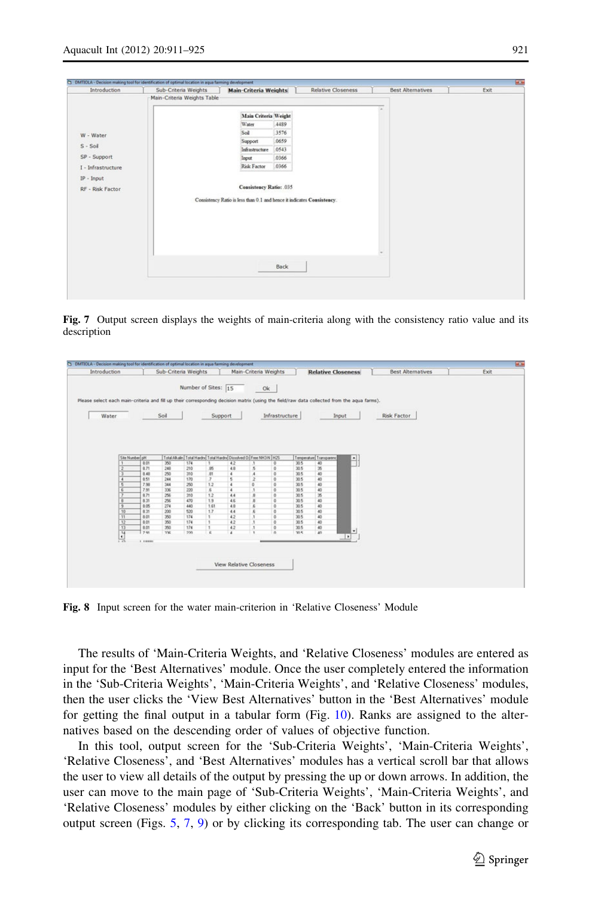Fig. 7 Output screen displays the weights of main-criteria along with the consistency ratio value and its description

Fig. 8 Input screen for the water main-criterion in 'Relative Closeness' Module

The results of 'Main-Criteria Weights, and 'Relative Closeness' modules are entered as input for the 'Best Alternatives' module. Once the user completely entered the information in the 'Sub-Criteria Weights', 'Main-Criteria Weights', and 'Relative Closeness' modules, then the user clicks the 'View Best Alternatives' button in the 'Best Alternatives' module for getting the final output in a tabular form (Fig. 10). Ranks are assigned to the alternatives based on the descending order of values of objective function.

In this tool, output screen for the 'Sub-Criteria Weights', 'Main-Criteria Weights', 'Relative Closeness', and 'Best Alternatives' modules has a vertical scroll bar that allows the user to view all details of the output by pressing the up or down arrows. In addition, the user can move to the main page of 'Sub-Criteria Weights', 'Main-Criteria Weights', and 'Relative Closeness' modules by either clicking on the 'Back' button in its corresponding output screen (Figs. 5, 7, 9) or by clicking its corresponding tab. The user can change or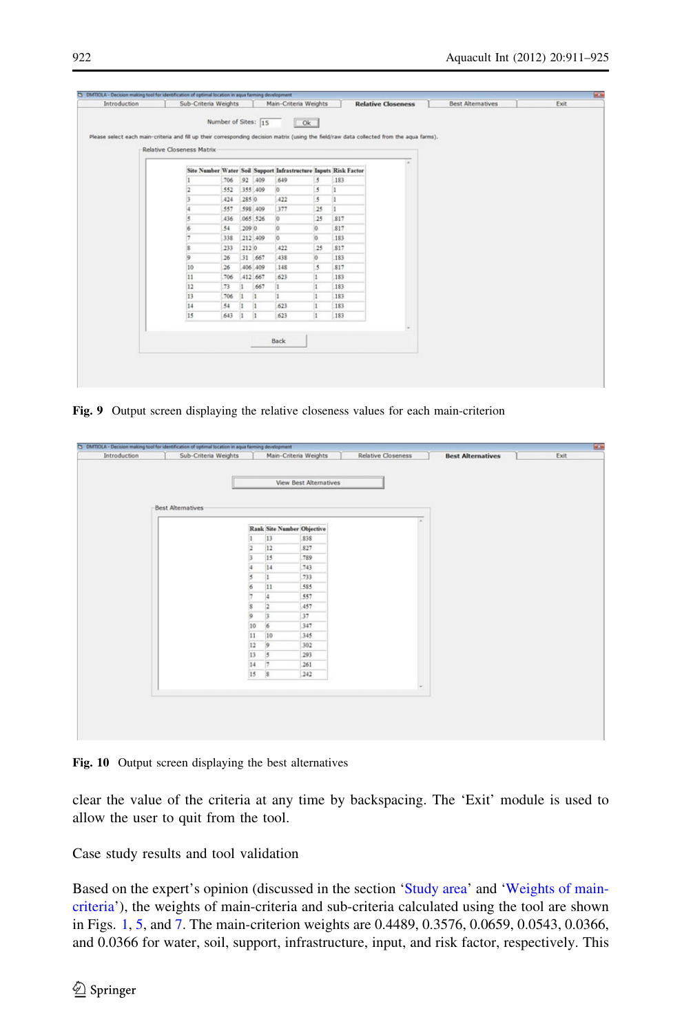Fig. 9 Output screen displaying the relative closeness values for each main-criterion

Fig. 10 Output screen displaying the best alternatives

clear the value of the criteria at any time by backspacing. The 'Exit' module is used to allow the user to quit from the tool.

## Case study results and tool validation

Based on the expert's opinion (discussed in the section 'Study area' and 'Weights of main-criteria'), the weights of main-criteria and sub-criteria calculated using the tool are shown in Figs. 1, 5, and 7. The main-criterion weights are 0.4489, 0.3576, 0.0659, 0.0543, 0.0366, and 0.0366 for water, soil, support, infrastructure, input, and risk factor, respectively. This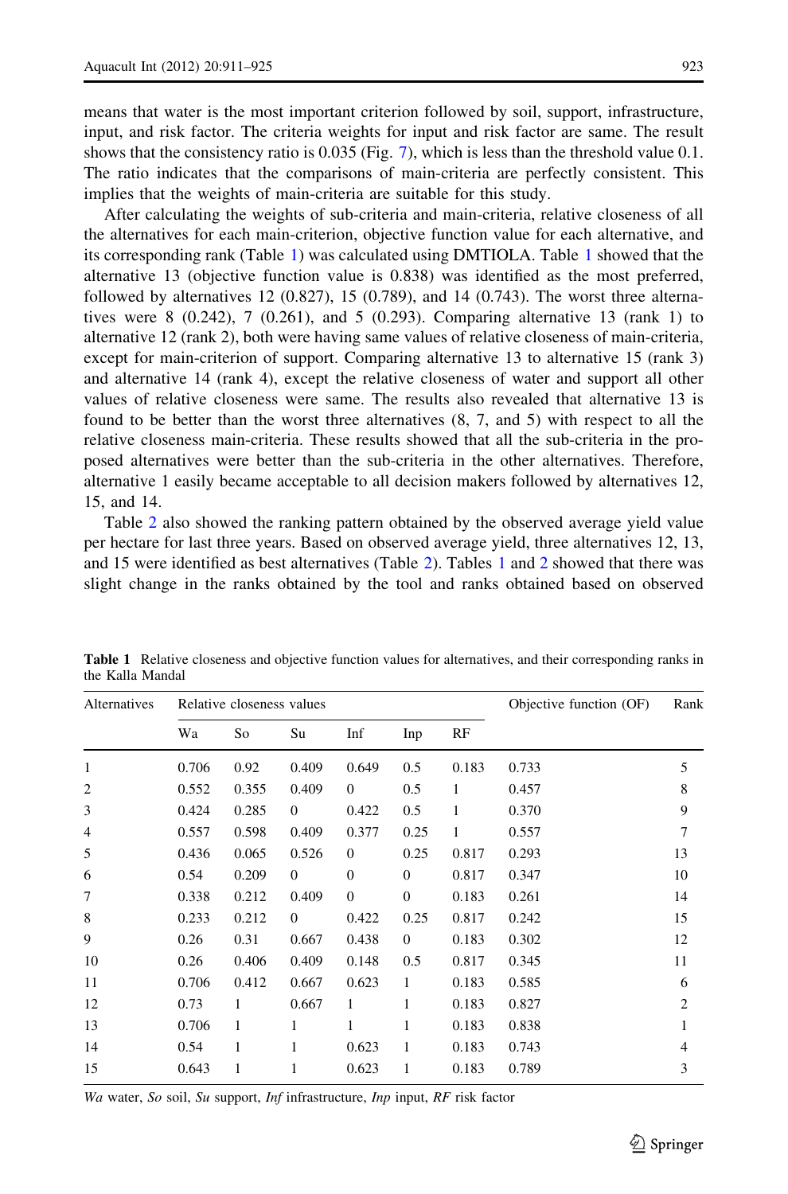means that water is the most important criterion followed by soil, support, infrastructure, input, and risk factor. The criteria weights for input and risk factor are same. The result shows that the consistency ratio is 0.035 (Fig. 7), which is less than the threshold value 0.1. The ratio indicates that the comparisons of main-criteria are perfectly consistent. This implies that the weights of main-criteria are suitable for this study.

After calculating the weights of sub-criteria and main-criteria, relative closeness of all the alternatives for each main-criterion, objective function value for each alternative, and its corresponding rank (Table 1) was calculated using DMTIOLA. Table 1 showed that the alternative 13 (objective function value is 0.838) was identified as the most preferred, followed by alternatives 12 (0.827), 15 (0.789), and 14 (0.743). The worst three alternatives were 8 (0.242), 7 (0.261), and 5 (0.293). Comparing alternative 13 (rank 1) to alternative 12 (rank 2), both were having same values of relative closeness of main-criteria, except for main-criterion of support. Comparing alternative 13 to alternative 15 (rank 3) and alternative 14 (rank 4), except the relative closeness of water and support all other values of relative closeness were same. The results also revealed that alternative 13 is found to be better than the worst three alternatives (8, 7, and 5) with respect to all the relative closeness main-criteria. These results showed that all the sub-criteria in the proposed alternatives were better than the sub-criteria in the other alternatives. Therefore, alternative 1 easily became acceptable to all decision makers followed by alternatives 12, 15, and 14.

Table 2 also showed the ranking pattern obtained by the observed average yield value per hectare for last three years. Based on observed average yield, three alternatives 12, 13, and 15 were identified as best alternatives (Table 2). Tables 1 and 2 showed that there was slight change in the ranks obtained by the tool and ranks obtained based on observed

**Table 1** Relative closeness and objective function values for alternatives, and their corresponding ranks in the Kalla Mandal

| Alternatives | Relative closeness values | | | | | | Objective function (OF) | Rank |
|---|---|---|---|---|---|---|---|---|
| | Wa | So | Su | Inf | Inp | RF | | |
| 1 | 0.706 | 0.92 | 0.409 | 0.649 | 0.5 | 0.183 | 0.733 | 5 |
| 2 | 0.552 | 0.355 | 0.409 | 0 | 0.5 | 1 | 0.457 | 8 |
| 3 | 0.424 | 0.285 | 0 | 0.422 | 0.5 | 1 | 0.370 | 9 |
| 4 | 0.557 | 0.598 | 0.409 | 0.377 | 0.25 | 1 | 0.557 | 7 |
| 5 | 0.436 | 0.065 | 0.526 | 0 | 0.25 | 0.817 | 0.293 | 13 |
| 6 | 0.54 | 0.209 | 0 | 0 | 0 | 0.817 | 0.347 | 10 |
| 7 | 0.338 | 0.212 | 0.409 | 0 | 0 | 0.183 | 0.261 | 14 |
| 8 | 0.233 | 0.212 | 0 | 0.422 | 0.25 | 0.817 | 0.242 | 15 |
| 9 | 0.26 | 0.31 | 0.667 | 0.438 | 0 | 0.183 | 0.302 | 12 |
| 10 | 0.26 | 0.406 | 0.409 | 0.148 | 0.5 | 0.817 | 0.345 | 11 |
| 11 | 0.706 | 0.412 | 0.667 | 0.623 | 1 | 0.183 | 0.585 | 6 |
| 12 | 0.73 | 1 | 0.667 | 1 | 1 | 0.183 | 0.827 | 2 |
| 13 | 0.706 | 1 | 1 | 1 | 1 | 0.183 | 0.838 | 1 |
| 14 | 0.54 | 1 | 1 | 0.623 | 1 | 0.183 | 0.743 | 4 |
| 15 | 0.643 | 1 | 1 | 0.623 | 1 | 0.183 | 0.789 | 3 |

*Wa* water, *So* soil, *Su* support, *Inf* infrastructure, *Inp* input, *RF* risk factor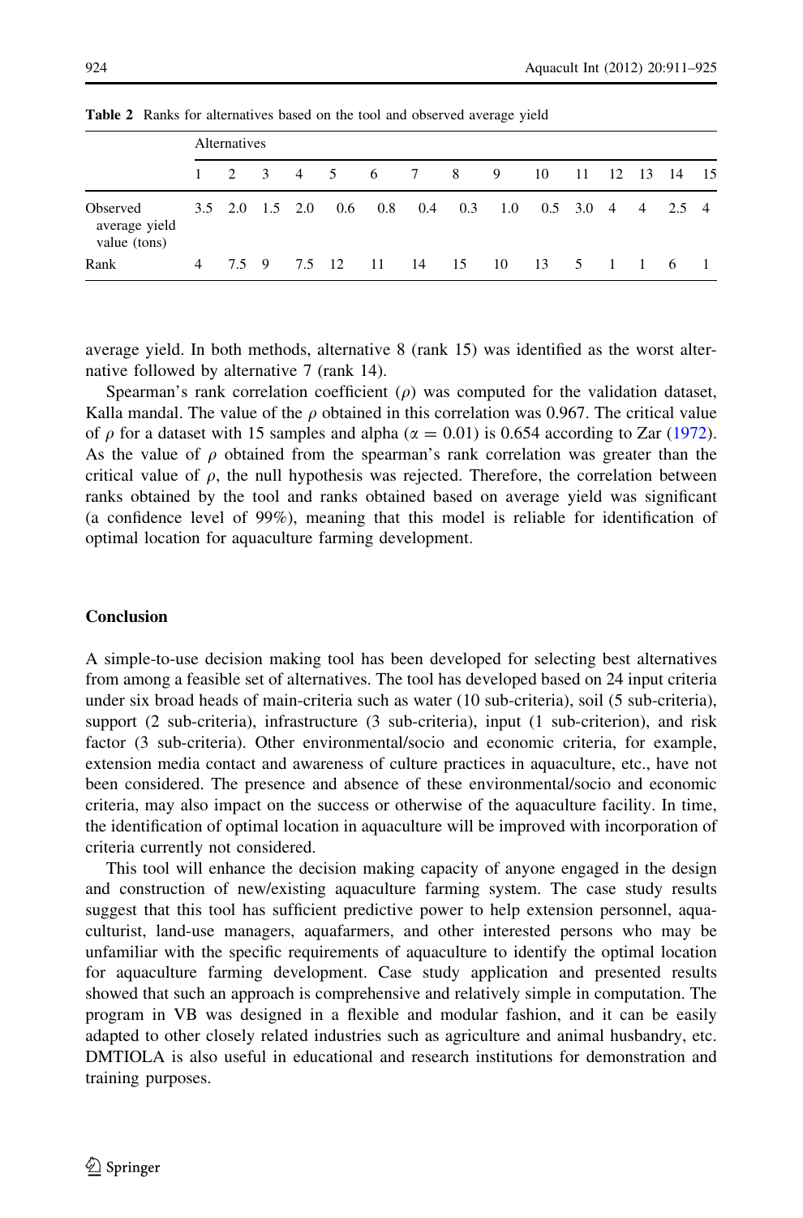**Table 2** Ranks for alternatives based on the tool and observed average yield

| | Alternatives | | | | | | | | | | | | | | |
|---|---|---|---|---|---|---|---|---|---|---|---|---|---|---|---|
| | 1 | 2 | 3 | 4 | 5 | 6 | 7 | 8 | 9 | 10 | 11 | 12 | 13 | 14 | 15 |
| Observed average yield value (tons) | 3.5 | 2.0 | 1.5 | 2.0 | 0.6 | 0.8 | 0.4 | 0.3 | 1.0 | 0.5 | 3.0 | 4 | 4 | 2.5 | 4 |
| Rank | 4 | 7.5 | 9 | 7.5 | 12 | 11 | 14 | 15 | 10 | 13 | 5 | 1 | 1 | 6 | 1 |

average yield. In both methods, alternative 8 (rank 15) was identified as the worst alternative followed by alternative 7 (rank 14).

Spearman's rank correlation coefficient ($\rho$) was computed for the validation dataset, Kalla mandal. The value of the $\rho$ obtained in this correlation was 0.967. The critical value of $\rho$ for a dataset with 15 samples and alpha ($\alpha = 0.01$) is 0.654 according to Zar (1972). As the value of $\rho$ obtained from the spearman's rank correlation was greater than the critical value of $\rho$, the null hypothesis was rejected. Therefore, the correlation between ranks obtained by the tool and ranks obtained based on average yield was significant (a confidence level of 99%), meaning that this model is reliable for identification of optimal location for aquaculture farming development.

## Conclusion

A simple-to-use decision making tool has been developed for selecting best alternatives from among a feasible set of alternatives. The tool has developed based on 24 input criteria under six broad heads of main-criteria such as water (10 sub-criteria), soil (5 sub-criteria), support (2 sub-criteria), infrastructure (3 sub-criteria), input (1 sub-criterion), and risk factor (3 sub-criteria). Other environmental/socio and economic criteria, for example, extension media contact and awareness of culture practices in aquaculture, etc., have not been considered. The presence and absence of these environmental/socio and economic criteria, may also impact on the success or otherwise of the aquaculture facility. In time, the identification of optimal location in aquaculture will be improved with incorporation of criteria currently not considered.

This tool will enhance the decision making capacity of anyone engaged in the design and construction of new/existing aquaculture farming system. The case study results suggest that this tool has sufficient predictive power to help extension personnel, aquaculturist, land-use managers, aquafarmers, and other interested persons who may be unfamiliar with the specific requirements of aquaculture to identify the optimal location for aquaculture farming development. Case study application and presented results showed that such an approach is comprehensive and relatively simple in computation. The program in VB was designed in a flexible and modular fashion, and it can be easily adapted to other closely related industries such as agriculture and animal husbandry, etc. DMTIOLA is also useful in educational and research institutions for demonstration and training purposes.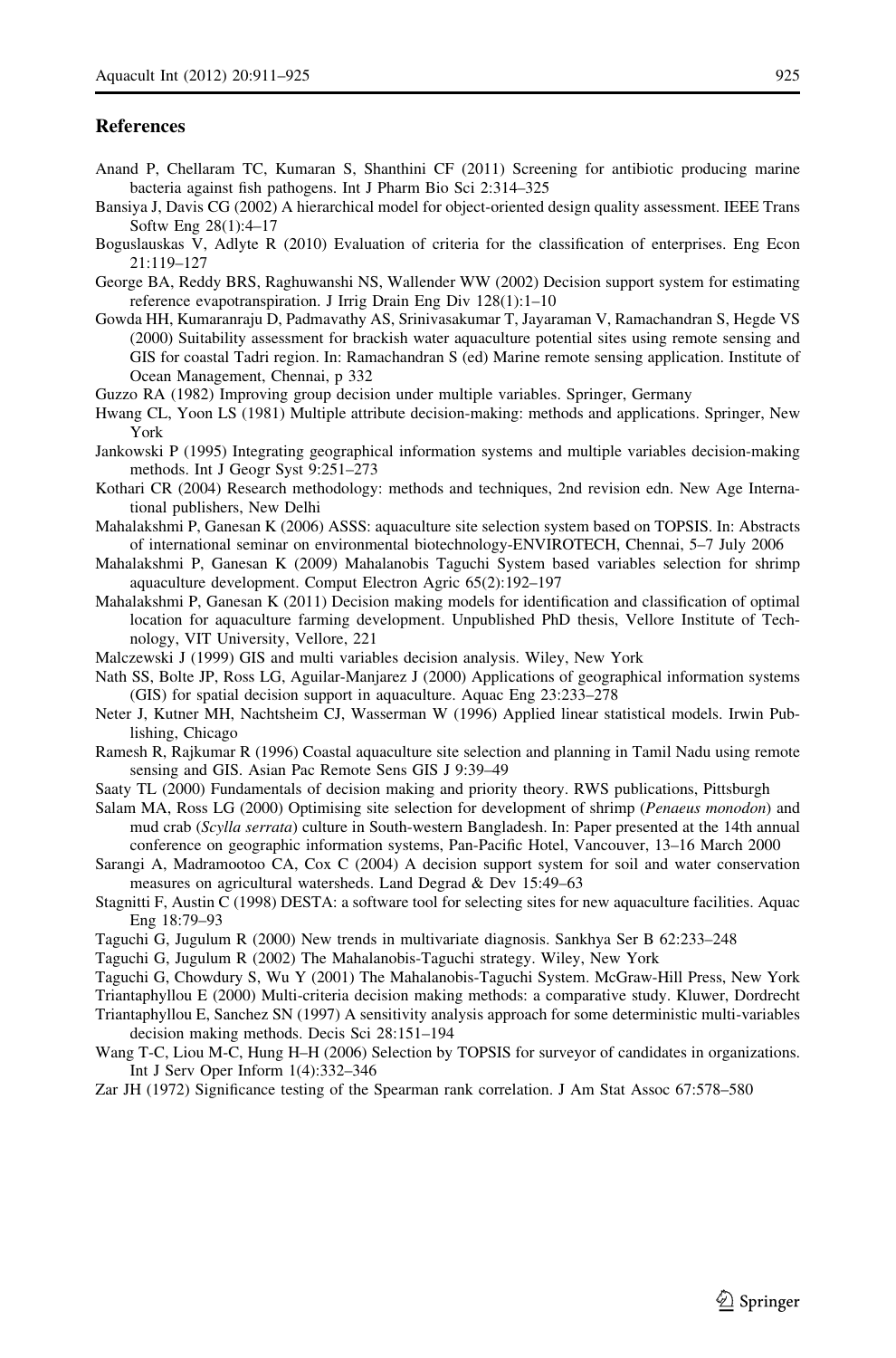## References

Anand P, Chellaram TC, Kumaran S, Shanthini CF (2011) Screening for antibiotic producing marine bacteria against fish pathogens. Int J Pharm Bio Sci 2:314–325

Bansiya J, Davis CG (2002) A hierarchical model for object-oriented design quality assessment. IEEE Trans Softw Eng 28(1):4–17

Boguslauskas V, Adlyte R (2010) Evaluation of criteria for the classification of enterprises. Eng Econ 21:119–127

George BA, Reddy BRS, Raghuwanshi NS, Wallender WW (2002) Decision support system for estimating reference evapotranspiration. J Irrig Drain Eng Div 128(1):1–10

Gowda HH, Kumaranraju D, Padmavathy AS, Srinivasakumar T, Jayaraman V, Ramachandran S, Hegde VS (2000) Suitability assessment for brackish water aquaculture potential sites using remote sensing and GIS for coastal Tadri region. In: Ramachandran S (ed) Marine remote sensing application. Institute of Ocean Management, Chennai, p 332

Guzzo RA (1982) Improving group decision under multiple variables. Springer, Germany

Hwang CL, Yoon LS (1981) Multiple attribute decision-making: methods and applications. Springer, New York

Jankowski P (1995) Integrating geographical information systems and multiple variables decision-making methods. Int J Geogr Syst 9:251–273

Kothari CR (2004) Research methodology: methods and techniques, 2nd revision edn. New Age International publishers, New Delhi

Mahalakshmi P, Ganesan K (2006) ASSS: aquaculture site selection system based on TOPSIS. In: Abstracts of international seminar on environmental biotechnology-ENVIROTECH, Chennai, 5–7 July 2006

Mahalakshmi P, Ganesan K (2009) Mahalanobis Taguchi System based variables selection for shrimp aquaculture development. Comput Electron Agric 65(2):192–197

Mahalakshmi P, Ganesan K (2011) Decision making models for identification and classification of optimal location for aquaculture farming development. Unpublished PhD thesis, Vellore Institute of Technology, VIT University, Vellore, 221

Malczewski J (1999) GIS and multi variables decision analysis. Wiley, New York

Nath SS, Bolte JP, Ross LG, Aguilar-Manjarez J (2000) Applications of geographical information systems (GIS) for spatial decision support in aquaculture. Aquac Eng 23:233–278

Neter J, Kutner MH, Nachtsheim CJ, Wasserman W (1996) Applied linear statistical models. Irwin Publishing, Chicago

Ramesh R, Rajkumar R (1996) Coastal aquaculture site selection and planning in Tamil Nadu using remote sensing and GIS. Asian Pac Remote Sens GIS J 9:39–49

Saaty TL (2000) Fundamentals of decision making and priority theory. RWS publications, Pittsburgh

Salam MA, Ross LG (2000) Optimising site selection for development of shrimp (*Penaeus monodon*) and mud crab (*Scylla serrata*) culture in South-western Bangladesh. In: Paper presented at the 14th annual conference on geographic information systems, Pan-Pacific Hotel, Vancouver, 13–16 March 2000

Sarangi A, Madramootoo CA, Cox C (2004) A decision support system for soil and water conservation measures on agricultural watersheds. Land Degrad & Dev 15:49–63

Stagnitti F, Austin C (1998) DESTA: a software tool for selecting sites for new aquaculture facilities. Aquac Eng 18:79–93

Taguchi G, Jugulum R (2000) New trends in multivariate diagnosis. Sankhya Ser B 62:233–248

Taguchi G, Jugulum R (2002) The Mahalanobis-Taguchi strategy. Wiley, New York

Taguchi G, Chowdury S, Wu Y (2001) The Mahalanobis-Taguchi System. McGraw-Hill Press, New York

Triantaphyllou E (2000) Multi-criteria decision making methods: a comparative study. Kluwer, Dordrecht

Triantaphyllou E, Sanchez SN (1997) A sensitivity analysis approach for some deterministic multi-variables decision making methods. Decis Sci 28:151–194

Wang T-C, Liou M-C, Hung H–H (2006) Selection by TOPSIS for surveyor of candidates in organizations. Int J Serv Oper Inform 1(4):332–346

Zar JH (1972) Significance testing of the Spearman rank correlation. J Am Stat Assoc 67:578–580